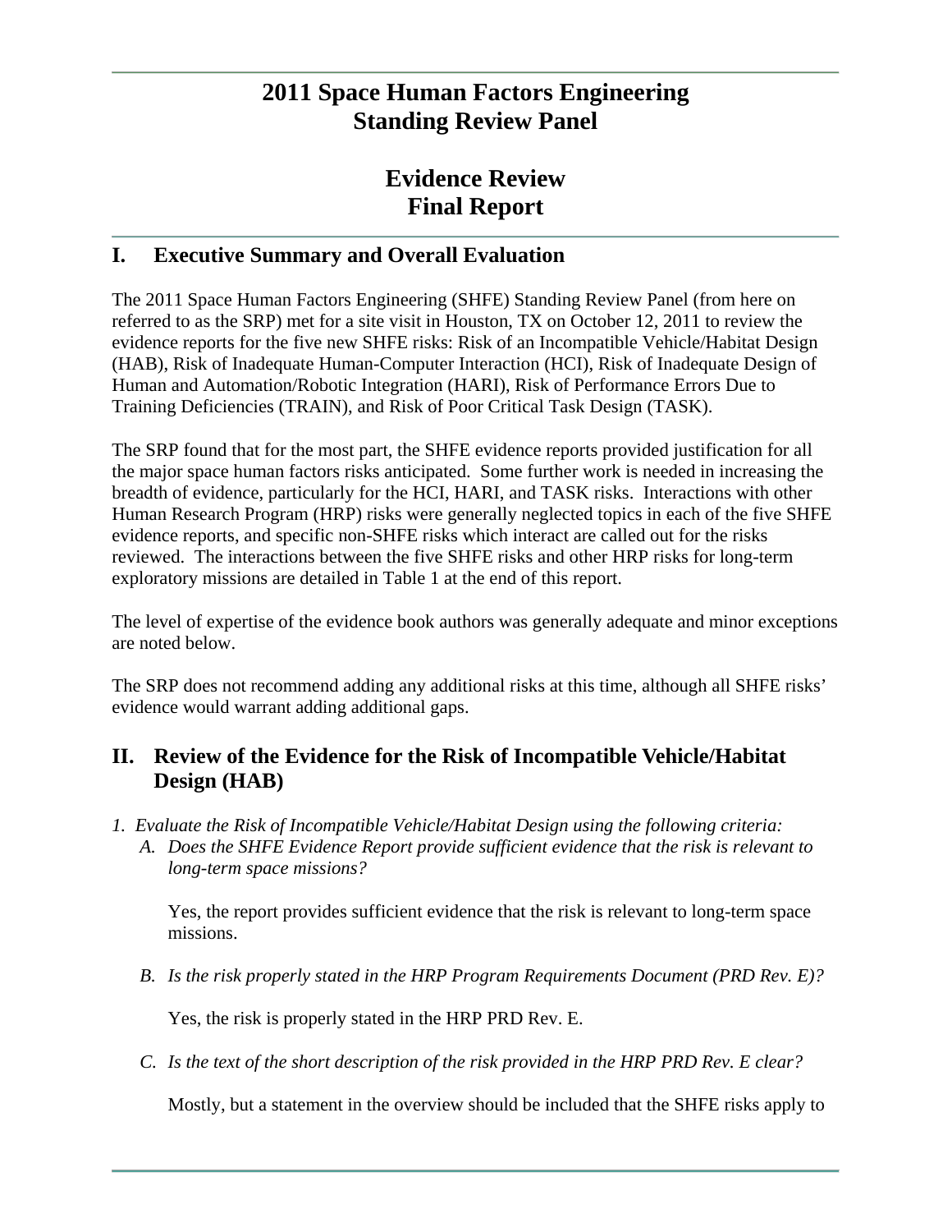# 2011 Space Human Factors Engineering Standing Review Panel

# Evidence Review Final Report

## I. Executive Summary and Overall Evaluation

The 2011 Space Human Factors Engineering (SHFE) Standing Review Panel (from here on referred to as the SRP) met for a site visit in Houston, TX on October 12, 2011 to review the evidence reports for the five new SHFE risks: Risk of an Incompatible Vehicle/Habitat Design (HAB), Risk of Inadequate Human-Computer Interaction (HCI), Risk of Inadequate Design of Human and Automation/Robotic Integration (HARI), Risk of Performance Errors Due to Training Deficiencies (TRAIN), and Risk of Poor Critical Task Design (TASK).

The SRP found that for the most part, the SHFE evidence reports provided justification for all the major space human factors risks anticipated. Some further work is needed in increasing the breadth of evidence, particularly for the HCI, HARI, and TASK risks. Interactions with other Human Research Program (HRP) risks were generally neglected topics in each of the five SHFE evidence reports, and specific non-SHFE risks which interact are called out for the risks reviewed. The interactions between the five SHFE risks and other HRP risks for long-term exploratory missions are detailed in Table 1 at the end of this report.

The level of expertise of the evidence book authors was generally adequate and minor exceptions are noted below.

The SRP does not recommend adding any additional risks at this time, although all SHFE risks' evidence would warrant adding additional gaps.

## II. Review of the Evidence for the Risk of Incompatible Vehicle/Habitat Design (HAB)

1. *Evaluate the Risk of Incompatible Vehicle/Habitat Design using the following criteria:*
   A. *Does the SHFE Evidence Report provide sufficient evidence that the risk is relevant to long-term space missions?*

      Yes, the report provides sufficient evidence that the risk is relevant to long-term space missions.

   B. *Is the risk properly stated in the HRP Program Requirements Document (PRD Rev. E)?*

      Yes, the risk is properly stated in the HRP PRD Rev. E.

   C. *Is the text of the short description of the risk provided in the HRP PRD Rev. E clear?*

      Mostly, but a statement in the overview should be included that the SHFE risks apply to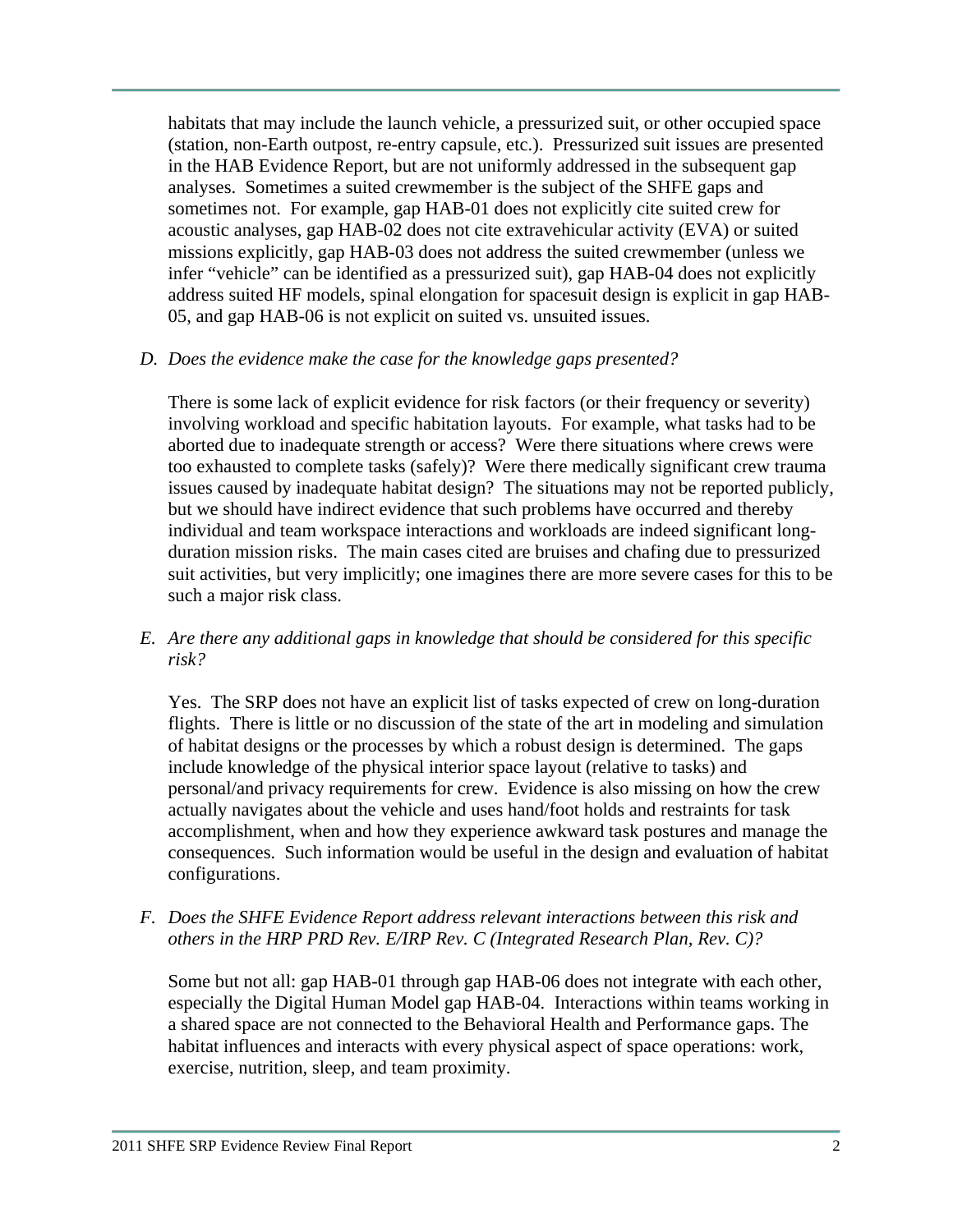habitats that may include the launch vehicle, a pressurized suit, or other occupied space (station, non-Earth outpost, re-entry capsule, etc.). Pressurized suit issues are presented in the HAB Evidence Report, but are not uniformly addressed in the subsequent gap analyses. Sometimes a suited crewmember is the subject of the SHFE gaps and sometimes not. For example, gap HAB-01 does not explicitly cite suited crew for acoustic analyses, gap HAB-02 does not cite extravehicular activity (EVA) or suited missions explicitly, gap HAB-03 does not address the suited crewmember (unless we infer "vehicle" can be identified as a pressurized suit), gap HAB-04 does not explicitly address suited HF models, spinal elongation for spacesuit design is explicit in gap HAB-05, and gap HAB-06 is not explicit on suited vs. unsuited issues.

*D. Does the evidence make the case for the knowledge gaps presented?*

There is some lack of explicit evidence for risk factors (or their frequency or severity) involving workload and specific habitation layouts. For example, what tasks had to be aborted due to inadequate strength or access? Were there situations where crews were too exhausted to complete tasks (safely)? Were there medically significant crew trauma issues caused by inadequate habitat design? The situations may not be reported publicly, but we should have indirect evidence that such problems have occurred and thereby individual and team workspace interactions and workloads are indeed significant long-duration mission risks. The main cases cited are bruises and chafing due to pressurized suit activities, but very implicitly; one imagines there are more severe cases for this to be such a major risk class.

*E. Are there any additional gaps in knowledge that should be considered for this specific risk?*

Yes. The SRP does not have an explicit list of tasks expected of crew on long-duration flights. There is little or no discussion of the state of the art in modeling and simulation of habitat designs or the processes by which a robust design is determined. The gaps include knowledge of the physical interior space layout (relative to tasks) and personal/and privacy requirements for crew. Evidence is also missing on how the crew actually navigates about the vehicle and uses hand/foot holds and restraints for task accomplishment, when and how they experience awkward task postures and manage the consequences. Such information would be useful in the design and evaluation of habitat configurations.

*F. Does the SHFE Evidence Report address relevant interactions between this risk and others in the HRP PRD Rev. E/IRP Rev. C (Integrated Research Plan, Rev. C)?*

Some but not all: gap HAB-01 through gap HAB-06 does not integrate with each other, especially the Digital Human Model gap HAB-04. Interactions within teams working in a shared space are not connected to the Behavioral Health and Performance gaps. The habitat influences and interacts with every physical aspect of space operations: work, exercise, nutrition, sleep, and team proximity.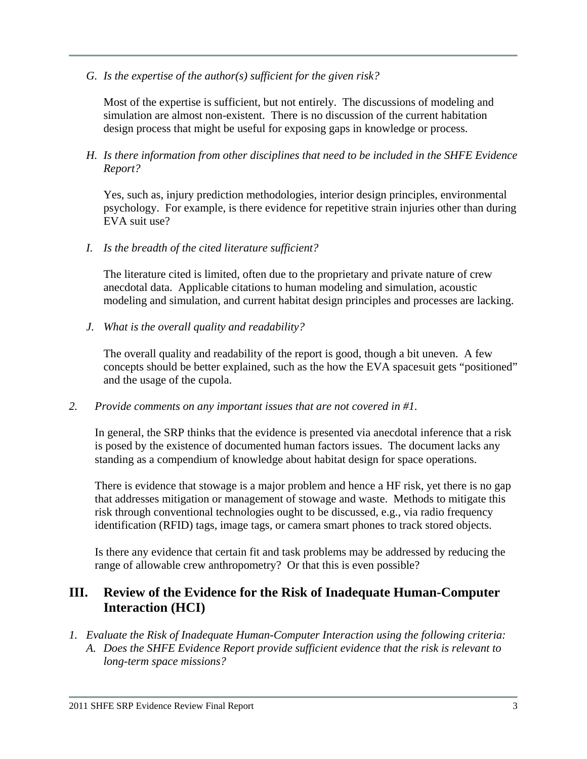*G. Is the expertise of the author(s) sufficient for the given risk?*

Most of the expertise is sufficient, but not entirely. The discussions of modeling and simulation are almost non-existent. There is no discussion of the current habitation design process that might be useful for exposing gaps in knowledge or process.

*H. Is there information from other disciplines that need to be included in the SHFE Evidence Report?*

Yes, such as, injury prediction methodologies, interior design principles, environmental psychology. For example, is there evidence for repetitive strain injuries other than during EVA suit use?

*I. Is the breadth of the cited literature sufficient?*

The literature cited is limited, often due to the proprietary and private nature of crew anecdotal data. Applicable citations to human modeling and simulation, acoustic modeling and simulation, and current habitat design principles and processes are lacking.

*J. What is the overall quality and readability?*

The overall quality and readability of the report is good, though a bit uneven. A few concepts should be better explained, such as the how the EVA spacesuit gets "positioned" and the usage of the cupola.

*2. Provide comments on any important issues that are not covered in #1.*

In general, the SRP thinks that the evidence is presented via anecdotal inference that a risk is posed by the existence of documented human factors issues. The document lacks any standing as a compendium of knowledge about habitat design for space operations.

There is evidence that stowage is a major problem and hence a HF risk, yet there is no gap that addresses mitigation or management of stowage and waste. Methods to mitigate this risk through conventional technologies ought to be discussed, e.g., via radio frequency identification (RFID) tags, image tags, or camera smart phones to track stored objects.

Is there any evidence that certain fit and task problems may be addressed by reducing the range of allowable crew anthropometry? Or that this is even possible?

## III. Review of the Evidence for the Risk of Inadequate Human-Computer Interaction (HCI)

*1. Evaluate the Risk of Inadequate Human-Computer Interaction using the following criteria:*
*A. Does the SHFE Evidence Report provide sufficient evidence that the risk is relevant to long-term space missions?*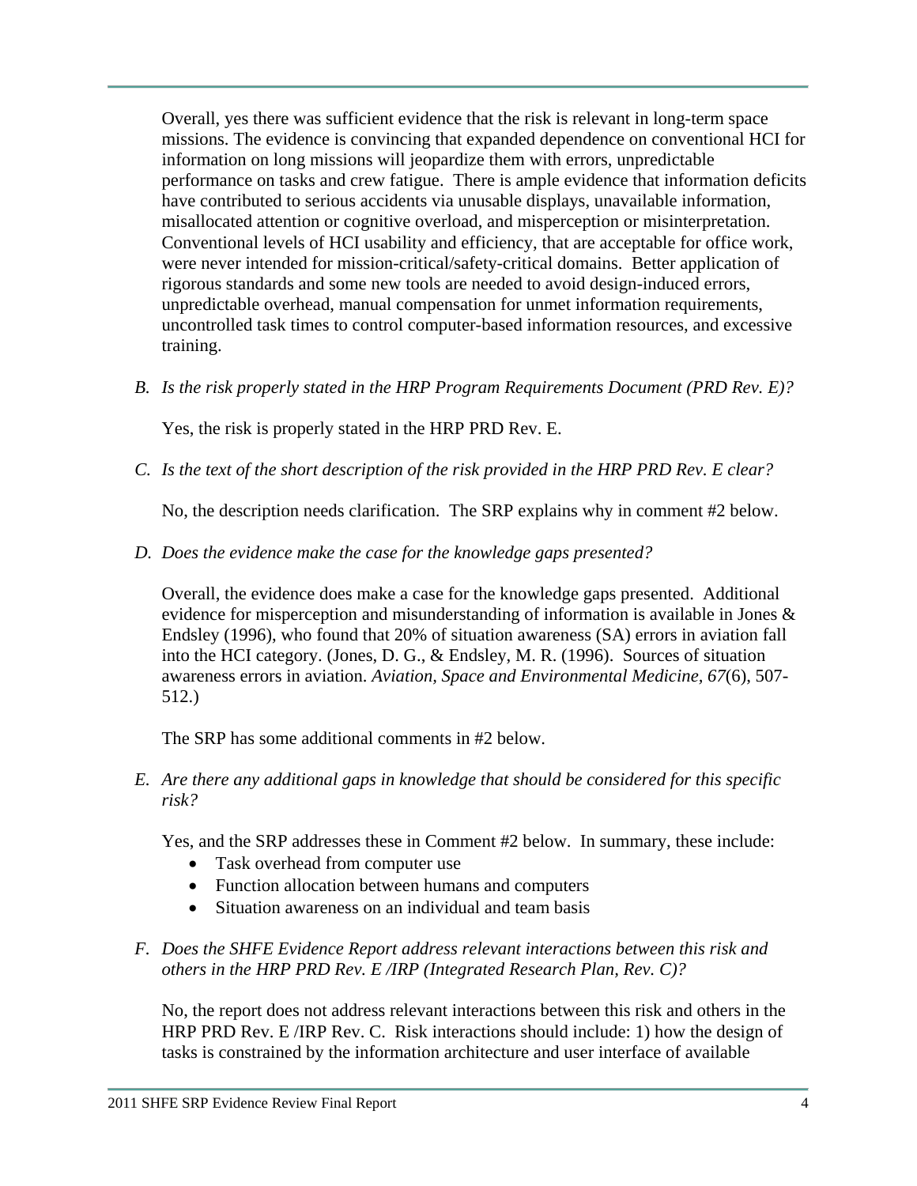Overall, yes there was sufficient evidence that the risk is relevant in long-term space missions. The evidence is convincing that expanded dependence on conventional HCI for information on long missions will jeopardize them with errors, unpredictable performance on tasks and crew fatigue. There is ample evidence that information deficits have contributed to serious accidents via unusable displays, unavailable information, misallocated attention or cognitive overload, and misperception or misinterpretation. Conventional levels of HCI usability and efficiency, that are acceptable for office work, were never intended for mission-critical/safety-critical domains. Better application of rigorous standards and some new tools are needed to avoid design-induced errors, unpredictable overhead, manual compensation for unmet information requirements, uncontrolled task times to control computer-based information resources, and excessive training.

*B. Is the risk properly stated in the HRP Program Requirements Document (PRD Rev. E)?*

Yes, the risk is properly stated in the HRP PRD Rev. E.

*C. Is the text of the short description of the risk provided in the HRP PRD Rev. E clear?*

No, the description needs clarification. The SRP explains why in comment #2 below.

*D. Does the evidence make the case for the knowledge gaps presented?*

Overall, the evidence does make a case for the knowledge gaps presented. Additional evidence for misperception and misunderstanding of information is available in Jones & Endsley (1996), who found that 20% of situation awareness (SA) errors in aviation fall into the HCI category. (Jones, D. G., & Endsley, M. R. (1996). Sources of situation awareness errors in aviation. *Aviation, Space and Environmental Medicine, 67*(6), 507-512.)

The SRP has some additional comments in #2 below.

*E. Are there any additional gaps in knowledge that should be considered for this specific risk?*

Yes, and the SRP addresses these in Comment #2 below. In summary, these include:

- Task overhead from computer use
- Function allocation between humans and computers
- Situation awareness on an individual and team basis

*F. Does the SHFE Evidence Report address relevant interactions between this risk and others in the HRP PRD Rev. E /IRP (Integrated Research Plan, Rev. C)?*

No, the report does not address relevant interactions between this risk and others in the HRP PRD Rev. E /IRP Rev. C. Risk interactions should include: 1) how the design of tasks is constrained by the information architecture and user interface of available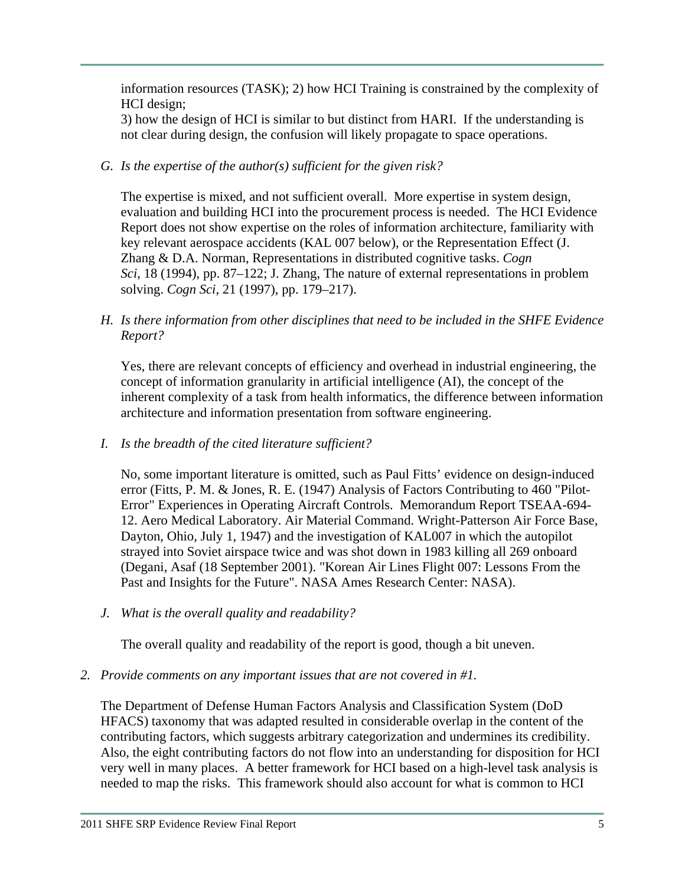information resources (TASK); 2) how HCI Training is constrained by the complexity of HCI design;
3) how the design of HCI is similar to but distinct from HARI. If the understanding is not clear during design, the confusion will likely propagate to space operations.

*G. Is the expertise of the author(s) sufficient for the given risk?*

The expertise is mixed, and not sufficient overall. More expertise in system design, evaluation and building HCI into the procurement process is needed. The HCI Evidence Report does not show expertise on the roles of information architecture, familiarity with key relevant aerospace accidents (KAL 007 below), or the Representation Effect (J. Zhang & D.A. Norman, Representations in distributed cognitive tasks. *Cogn Sci*, 18 (1994), pp. 87–122; J. Zhang, The nature of external representations in problem solving. *Cogn Sci*, 21 (1997), pp. 179–217).

*H. Is there information from other disciplines that need to be included in the SHFE Evidence Report?*

Yes, there are relevant concepts of efficiency and overhead in industrial engineering, the concept of information granularity in artificial intelligence (AI), the concept of the inherent complexity of a task from health informatics, the difference between information architecture and information presentation from software engineering.

*I. Is the breadth of the cited literature sufficient?*

No, some important literature is omitted, such as Paul Fitts' evidence on design-induced error (Fitts, P. M. & Jones, R. E. (1947) Analysis of Factors Contributing to 460 "Pilot-Error" Experiences in Operating Aircraft Controls. Memorandum Report TSEAA-694-12. Aero Medical Laboratory. Air Material Command. Wright-Patterson Air Force Base, Dayton, Ohio, July 1, 1947) and the investigation of KAL007 in which the autopilot strayed into Soviet airspace twice and was shot down in 1983 killing all 269 onboard (Degani, Asaf (18 September 2001). "Korean Air Lines Flight 007: Lessons From the Past and Insights for the Future". NASA Ames Research Center: NASA).

*J. What is the overall quality and readability?*

The overall quality and readability of the report is good, though a bit uneven.

*2. Provide comments on any important issues that are not covered in #1.*

The Department of Defense Human Factors Analysis and Classification System (DoD HFACS) taxonomy that was adapted resulted in considerable overlap in the content of the contributing factors, which suggests arbitrary categorization and undermines its credibility. Also, the eight contributing factors do not flow into an understanding for disposition for HCI very well in many places. A better framework for HCI based on a high-level task analysis is needed to map the risks. This framework should also account for what is common to HCI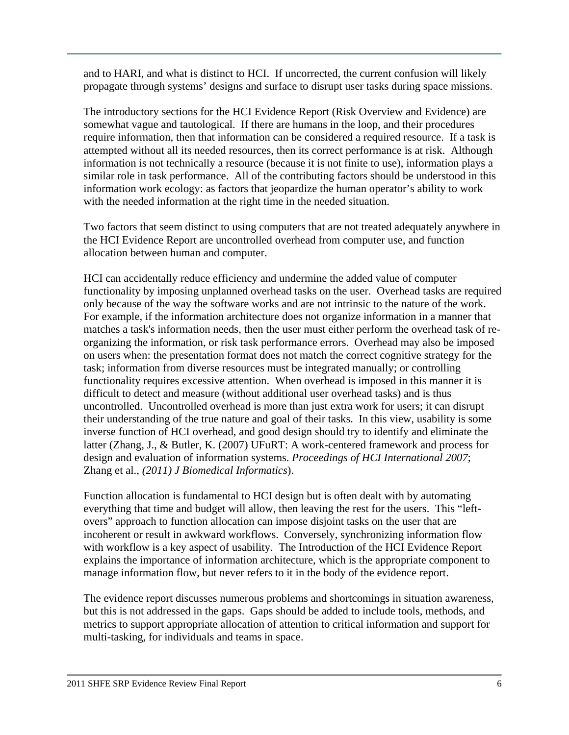and to HARI, and what is distinct to HCI. If uncorrected, the current confusion will likely propagate through systems' designs and surface to disrupt user tasks during space missions.

The introductory sections for the HCI Evidence Report (Risk Overview and Evidence) are somewhat vague and tautological. If there are humans in the loop, and their procedures require information, then that information can be considered a required resource. If a task is attempted without all its needed resources, then its correct performance is at risk. Although information is not technically a resource (because it is not finite to use), information plays a similar role in task performance. All of the contributing factors should be understood in this information work ecology: as factors that jeopardize the human operator's ability to work with the needed information at the right time in the needed situation.

Two factors that seem distinct to using computers that are not treated adequately anywhere in the HCI Evidence Report are uncontrolled overhead from computer use, and function allocation between human and computer.

HCI can accidentally reduce efficiency and undermine the added value of computer functionality by imposing unplanned overhead tasks on the user. Overhead tasks are required only because of the way the software works and are not intrinsic to the nature of the work. For example, if the information architecture does not organize information in a manner that matches a task's information needs, then the user must either perform the overhead task of re-organizing the information, or risk task performance errors. Overhead may also be imposed on users when: the presentation format does not match the correct cognitive strategy for the task; information from diverse resources must be integrated manually; or controlling functionality requires excessive attention. When overhead is imposed in this manner it is difficult to detect and measure (without additional user overhead tasks) and is thus uncontrolled. Uncontrolled overhead is more than just extra work for users; it can disrupt their understanding of the true nature and goal of their tasks. In this view, usability is some inverse function of HCI overhead, and good design should try to identify and eliminate the latter (Zhang, J., & Butler, K. (2007) UFuRT: A work-centered framework and process for design and evaluation of information systems. *Proceedings of HCI International 2007*; Zhang et al., *(2011) J Biomedical Informatics*).

Function allocation is fundamental to HCI design but is often dealt with by automating everything that time and budget will allow, then leaving the rest for the users. This "left-overs" approach to function allocation can impose disjoint tasks on the user that are incoherent or result in awkward workflows. Conversely, synchronizing information flow with workflow is a key aspect of usability. The Introduction of the HCI Evidence Report explains the importance of information architecture, which is the appropriate component to manage information flow, but never refers to it in the body of the evidence report.

The evidence report discusses numerous problems and shortcomings in situation awareness, but this is not addressed in the gaps. Gaps should be added to include tools, methods, and metrics to support appropriate allocation of attention to critical information and support for multi-tasking, for individuals and teams in space.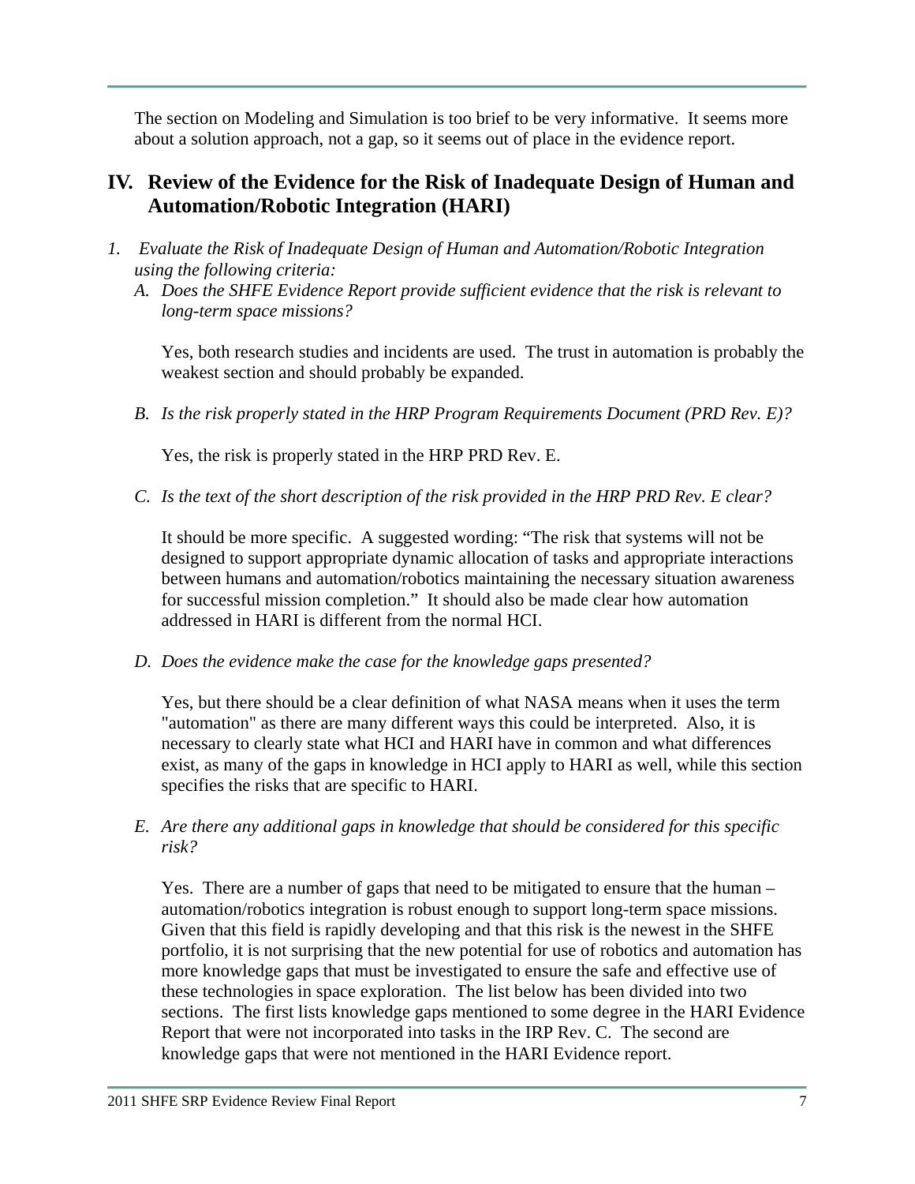The section on Modeling and Simulation is too brief to be very informative. It seems more about a solution approach, not a gap, so it seems out of place in the evidence report.

## IV. Review of the Evidence for the Risk of Inadequate Design of Human and Automation/Robotic Integration (HARI)

1. *Evaluate the Risk of Inadequate Design of Human and Automation/Robotic Integration using the following criteria:*

   A. *Does the SHFE Evidence Report provide sufficient evidence that the risk is relevant to long-term space missions?*

   Yes, both research studies and incidents are used. The trust in automation is probably the weakest section and should probably be expanded.

   B. *Is the risk properly stated in the HRP Program Requirements Document (PRD Rev. E)?*

   Yes, the risk is properly stated in the HRP PRD Rev. E.

   C. *Is the text of the short description of the risk provided in the HRP PRD Rev. E clear?*

   It should be more specific. A suggested wording: "The risk that systems will not be designed to support appropriate dynamic allocation of tasks and appropriate interactions between humans and automation/robotics maintaining the necessary situation awareness for successful mission completion." It should also be made clear how automation addressed in HARI is different from the normal HCI.

   D. *Does the evidence make the case for the knowledge gaps presented?*

   Yes, but there should be a clear definition of what NASA means when it uses the term "automation" as there are many different ways this could be interpreted. Also, it is necessary to clearly state what HCI and HARI have in common and what differences exist, as many of the gaps in knowledge in HCI apply to HARI as well, while this section specifies the risks that are specific to HARI.

   E. *Are there any additional gaps in knowledge that should be considered for this specific risk?*

   Yes. There are a number of gaps that need to be mitigated to ensure that the human – automation/robotics integration is robust enough to support long-term space missions. Given that this field is rapidly developing and that this risk is the newest in the SHFE portfolio, it is not surprising that the new potential for use of robotics and automation has more knowledge gaps that must be investigated to ensure the safe and effective use of these technologies in space exploration. The list below has been divided into two sections. The first lists knowledge gaps mentioned to some degree in the HARI Evidence Report that were not incorporated into tasks in the IRP Rev. C. The second are knowledge gaps that were not mentioned in the HARI Evidence report.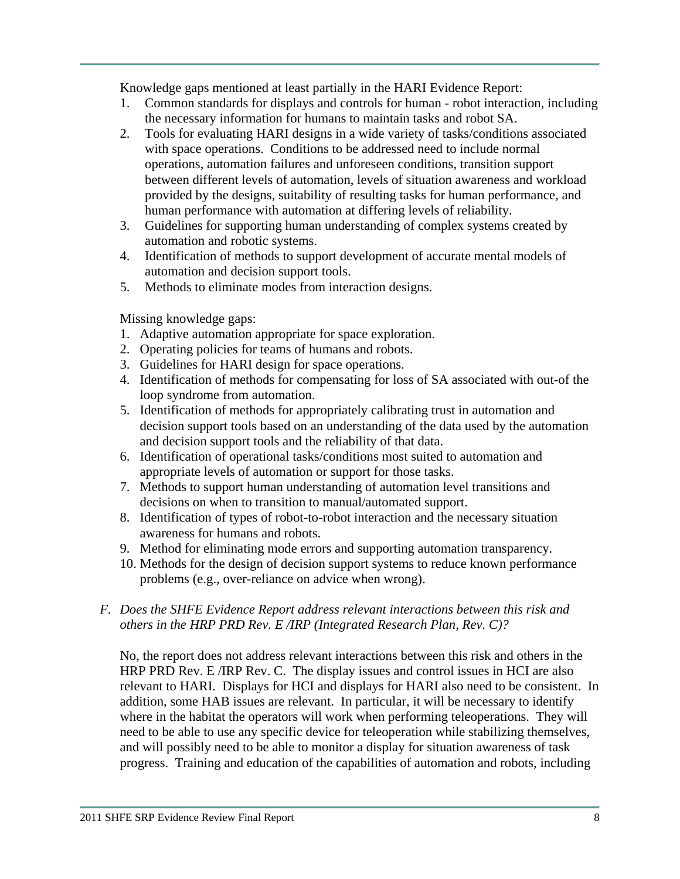Knowledge gaps mentioned at least partially in the HARI Evidence Report:

1. Common standards for displays and controls for human - robot interaction, including the necessary information for humans to maintain tasks and robot SA.
2. Tools for evaluating HARI designs in a wide variety of tasks/conditions associated with space operations. Conditions to be addressed need to include normal operations, automation failures and unforeseen conditions, transition support between different levels of automation, levels of situation awareness and workload provided by the designs, suitability of resulting tasks for human performance, and human performance with automation at differing levels of reliability.
3. Guidelines for supporting human understanding of complex systems created by automation and robotic systems.
4. Identification of methods to support development of accurate mental models of automation and decision support tools.
5. Methods to eliminate modes from interaction designs.

Missing knowledge gaps:

1. Adaptive automation appropriate for space exploration.
2. Operating policies for teams of humans and robots.
3. Guidelines for HARI design for space operations.
4. Identification of methods for compensating for loss of SA associated with out-of the loop syndrome from automation.
5. Identification of methods for appropriately calibrating trust in automation and decision support tools based on an understanding of the data used by the automation and decision support tools and the reliability of that data.
6. Identification of operational tasks/conditions most suited to automation and appropriate levels of automation or support for those tasks.
7. Methods to support human understanding of automation level transitions and decisions on when to transition to manual/automated support.
8. Identification of types of robot-to-robot interaction and the necessary situation awareness for humans and robots.
9. Method for eliminating mode errors and supporting automation transparency.
10. Methods for the design of decision support systems to reduce known performance problems (e.g., over-reliance on advice when wrong).

F. *Does the SHFE Evidence Report address relevant interactions between this risk and others in the HRP PRD Rev. E /IRP (Integrated Research Plan, Rev. C)?*

No, the report does not address relevant interactions between this risk and others in the HRP PRD Rev. E /IRP Rev. C. The display issues and control issues in HCI are also relevant to HARI. Displays for HCI and displays for HARI also need to be consistent. In addition, some HAB issues are relevant. In particular, it will be necessary to identify where in the habitat the operators will work when performing teleoperations. They will need to be able to use any specific device for teleoperation while stabilizing themselves, and will possibly need to be able to monitor a display for situation awareness of task progress. Training and education of the capabilities of automation and robots, including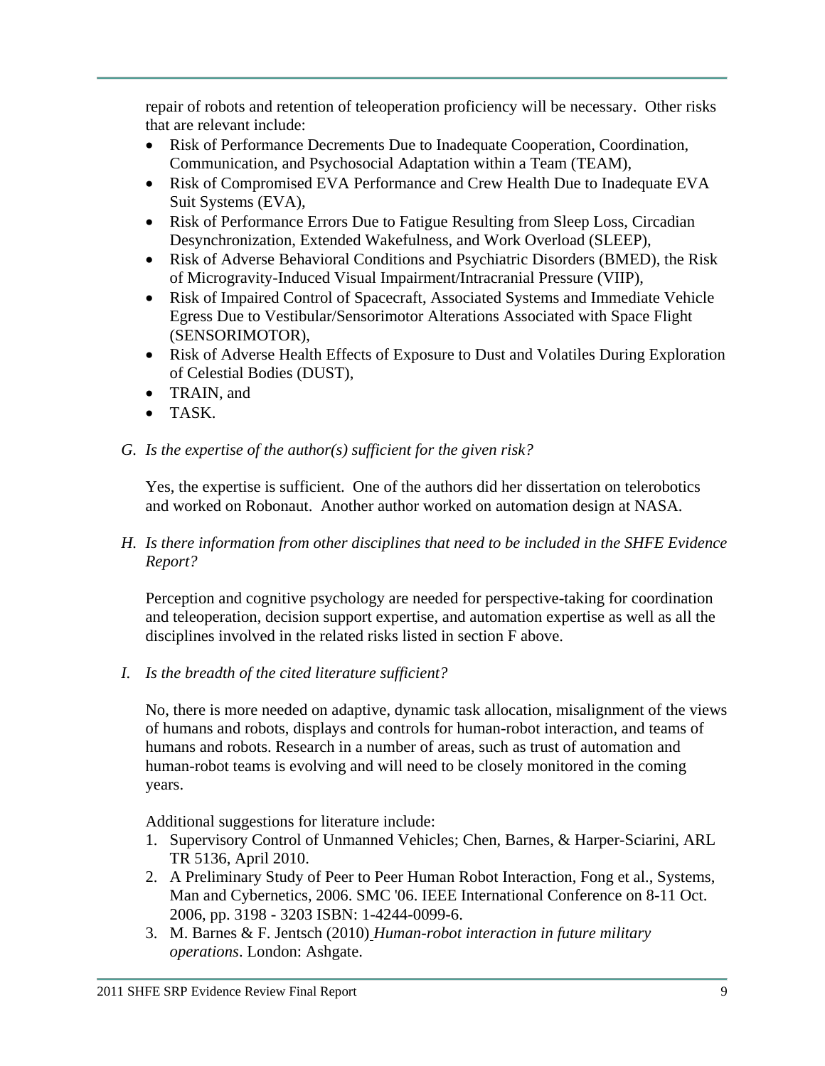repair of robots and retention of teleoperation proficiency will be necessary. Other risks that are relevant include:

- Risk of Performance Decrements Due to Inadequate Cooperation, Coordination, Communication, and Psychosocial Adaptation within a Team (TEAM),
- Risk of Compromised EVA Performance and Crew Health Due to Inadequate EVA Suit Systems (EVA),
- Risk of Performance Errors Due to Fatigue Resulting from Sleep Loss, Circadian Desynchronization, Extended Wakefulness, and Work Overload (SLEEP),
- Risk of Adverse Behavioral Conditions and Psychiatric Disorders (BMED), the Risk of Microgravity-Induced Visual Impairment/Intracranial Pressure (VIIP),
- Risk of Impaired Control of Spacecraft, Associated Systems and Immediate Vehicle Egress Due to Vestibular/Sensorimotor Alterations Associated with Space Flight (SENSORIMOTOR),
- Risk of Adverse Health Effects of Exposure to Dust and Volatiles During Exploration of Celestial Bodies (DUST),
- TRAIN, and
- TASK.

*G. Is the expertise of the author(s) sufficient for the given risk?*

Yes, the expertise is sufficient. One of the authors did her dissertation on telerobotics and worked on Robonaut. Another author worked on automation design at NASA.

*H. Is there information from other disciplines that need to be included in the SHFE Evidence Report?*

Perception and cognitive psychology are needed for perspective-taking for coordination and teleoperation, decision support expertise, and automation expertise as well as all the disciplines involved in the related risks listed in section F above.

*I. Is the breadth of the cited literature sufficient?*

No, there is more needed on adaptive, dynamic task allocation, misalignment of the views of humans and robots, displays and controls for human-robot interaction, and teams of humans and robots. Research in a number of areas, such as trust of automation and human-robot teams is evolving and will need to be closely monitored in the coming years.

Additional suggestions for literature include:

1. Supervisory Control of Unmanned Vehicles; Chen, Barnes, & Harper-Sciarini, ARL TR 5136, April 2010.
2. A Preliminary Study of Peer to Peer Human Robot Interaction, Fong et al., Systems, Man and Cybernetics, 2006. SMC '06. IEEE International Conference on 8-11 Oct. 2006, pp. 3198 - 3203 ISBN: 1-4244-0099-6.
3. M. Barnes & F. Jentsch (2010) *Human-robot interaction in future military operations*. London: Ashgate.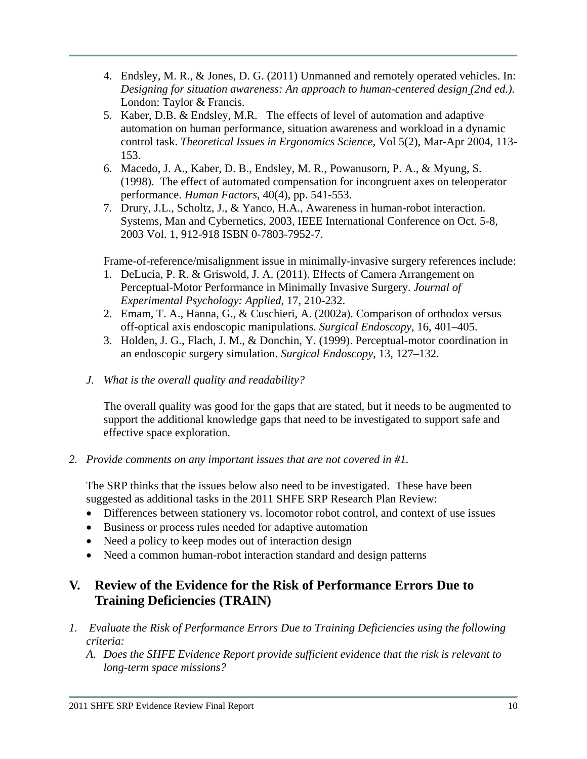4. Endsley, M. R., & Jones, D. G. (2011) Unmanned and remotely operated vehicles. In: *Designing for situation awareness: An approach to human-centered design (2nd ed.).* London: Taylor & Francis.
5. Kaber, D.B. & Endsley, M.R. The effects of level of automation and adaptive automation on human performance, situation awareness and workload in a dynamic control task. *Theoretical Issues in Ergonomics Science*, Vol 5(2), Mar-Apr 2004, 113-153.
6. Macedo, J. A., Kaber, D. B., Endsley, M. R., Powanusorn, P. A., & Myung, S. (1998). The effect of automated compensation for incongruent axes on teleoperator performance. *Human Factors*, 40(4), pp. 541-553.
7. Drury, J.L., Scholtz, J., & Yanco, H.A., Awareness in human-robot interaction. Systems, Man and Cybernetics, 2003, IEEE International Conference on Oct. 5-8, 2003 Vol. 1, 912-918 ISBN 0-7803-7952-7.

Frame-of-reference/misalignment issue in minimally-invasive surgery references include:

1. DeLucia, P. R. & Griswold, J. A. (2011). Effects of Camera Arrangement on Perceptual-Motor Performance in Minimally Invasive Surgery. *Journal of Experimental Psychology: Applied*, 17, 210-232.
2. Emam, T. A., Hanna, G., & Cuschieri, A. (2002a). Comparison of orthodox versus off-optical axis endoscopic manipulations. *Surgical Endoscopy*, 16, 401–405.
3. Holden, J. G., Flach, J. M., & Donchin, Y. (1999). Perceptual-motor coordination in an endoscopic surgery simulation. *Surgical Endoscopy*, 13, 127–132.

*J. What is the overall quality and readability?*

The overall quality was good for the gaps that are stated, but it needs to be augmented to support the additional knowledge gaps that need to be investigated to support safe and effective space exploration.

*2. Provide comments on any important issues that are not covered in #1.*

The SRP thinks that the issues below also need to be investigated. These have been suggested as additional tasks in the 2011 SHFE SRP Research Plan Review:

- Differences between stationery vs. locomotor robot control, and context of use issues
- Business or process rules needed for adaptive automation
- Need a policy to keep modes out of interaction design
- Need a common human-robot interaction standard and design patterns

## V. Review of the Evidence for the Risk of Performance Errors Due to Training Deficiencies (TRAIN)

*1. Evaluate the Risk of Performance Errors Due to Training Deficiencies using the following criteria:*

*A. Does the SHFE Evidence Report provide sufficient evidence that the risk is relevant to long-term space missions?*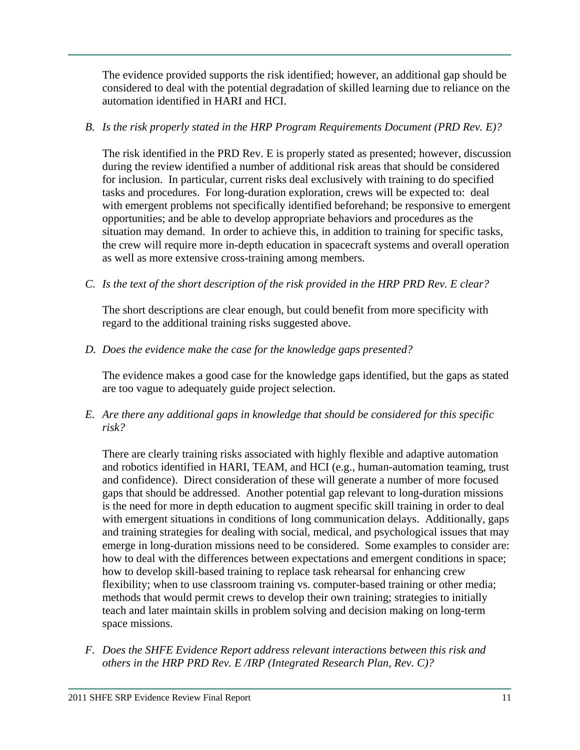The evidence provided supports the risk identified; however, an additional gap should be considered to deal with the potential degradation of skilled learning due to reliance on the automation identified in HARI and HCI.

*B. Is the risk properly stated in the HRP Program Requirements Document (PRD Rev. E)?*

The risk identified in the PRD Rev. E is properly stated as presented; however, discussion during the review identified a number of additional risk areas that should be considered for inclusion. In particular, current risks deal exclusively with training to do specified tasks and procedures. For long-duration exploration, crews will be expected to: deal with emergent problems not specifically identified beforehand; be responsive to emergent opportunities; and be able to develop appropriate behaviors and procedures as the situation may demand. In order to achieve this, in addition to training for specific tasks, the crew will require more in-depth education in spacecraft systems and overall operation as well as more extensive cross-training among members.

*C. Is the text of the short description of the risk provided in the HRP PRD Rev. E clear?*

The short descriptions are clear enough, but could benefit from more specificity with regard to the additional training risks suggested above.

*D. Does the evidence make the case for the knowledge gaps presented?*

The evidence makes a good case for the knowledge gaps identified, but the gaps as stated are too vague to adequately guide project selection.

*E. Are there any additional gaps in knowledge that should be considered for this specific risk?*

There are clearly training risks associated with highly flexible and adaptive automation and robotics identified in HARI, TEAM, and HCI (e.g., human-automation teaming, trust and confidence). Direct consideration of these will generate a number of more focused gaps that should be addressed. Another potential gap relevant to long-duration missions is the need for more in depth education to augment specific skill training in order to deal with emergent situations in conditions of long communication delays. Additionally, gaps and training strategies for dealing with social, medical, and psychological issues that may emerge in long-duration missions need to be considered. Some examples to consider are: how to deal with the differences between expectations and emergent conditions in space; how to develop skill-based training to replace task rehearsal for enhancing crew flexibility; when to use classroom training vs. computer-based training or other media; methods that would permit crews to develop their own training; strategies to initially teach and later maintain skills in problem solving and decision making on long-term space missions.

*F. Does the SHFE Evidence Report address relevant interactions between this risk and others in the HRP PRD Rev. E /IRP (Integrated Research Plan, Rev. C)?*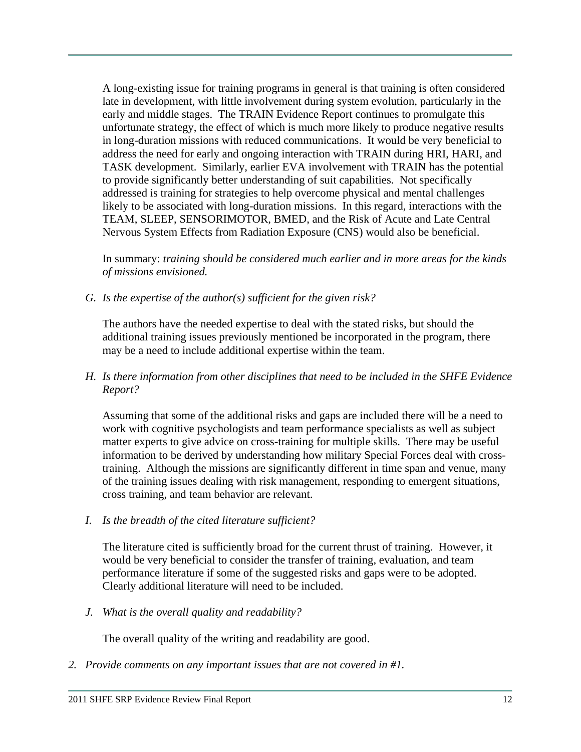A long-existing issue for training programs in general is that training is often considered late in development, with little involvement during system evolution, particularly in the early and middle stages. The TRAIN Evidence Report continues to promulgate this unfortunate strategy, the effect of which is much more likely to produce negative results in long-duration missions with reduced communications. It would be very beneficial to address the need for early and ongoing interaction with TRAIN during HRI, HARI, and TASK development. Similarly, earlier EVA involvement with TRAIN has the potential to provide significantly better understanding of suit capabilities. Not specifically addressed is training for strategies to help overcome physical and mental challenges likely to be associated with long-duration missions. In this regard, interactions with the TEAM, SLEEP, SENSORIMOTOR, BMED, and the Risk of Acute and Late Central Nervous System Effects from Radiation Exposure (CNS) would also be beneficial.

In summary: *training should be considered much earlier and in more areas for the kinds of missions envisioned.*

*G. Is the expertise of the author(s) sufficient for the given risk?*

The authors have the needed expertise to deal with the stated risks, but should the additional training issues previously mentioned be incorporated in the program, there may be a need to include additional expertise within the team.

*H. Is there information from other disciplines that need to be included in the SHFE Evidence Report?*

Assuming that some of the additional risks and gaps are included there will be a need to work with cognitive psychologists and team performance specialists as well as subject matter experts to give advice on cross-training for multiple skills. There may be useful information to be derived by understanding how military Special Forces deal with cross-training. Although the missions are significantly different in time span and venue, many of the training issues dealing with risk management, responding to emergent situations, cross training, and team behavior are relevant.

*I. Is the breadth of the cited literature sufficient?*

The literature cited is sufficiently broad for the current thrust of training. However, it would be very beneficial to consider the transfer of training, evaluation, and team performance literature if some of the suggested risks and gaps were to be adopted. Clearly additional literature will need to be included.

*J. What is the overall quality and readability?*

The overall quality of the writing and readability are good.

*2. Provide comments on any important issues that are not covered in #1.*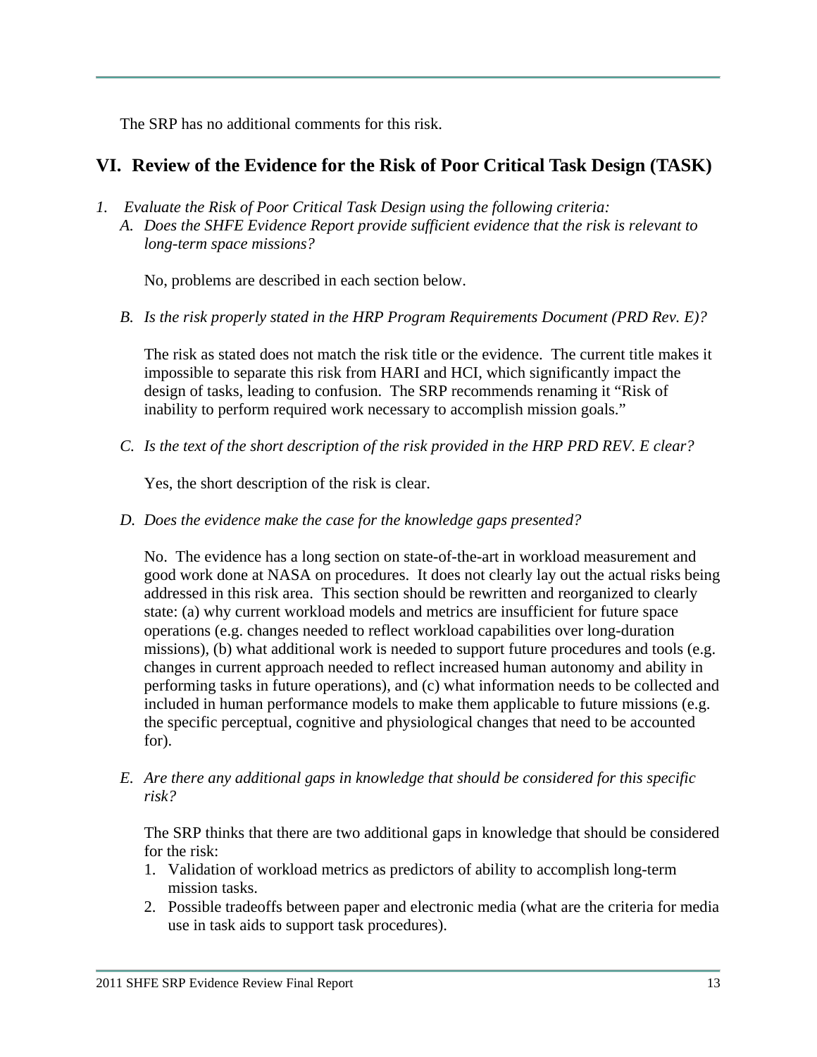The SRP has no additional comments for this risk.

## VI. Review of the Evidence for the Risk of Poor Critical Task Design (TASK)

1. *Evaluate the Risk of Poor Critical Task Design using the following criteria:*

   A. *Does the SHFE Evidence Report provide sufficient evidence that the risk is relevant to long-term space missions?*

   No, problems are described in each section below.

   B. *Is the risk properly stated in the HRP Program Requirements Document (PRD Rev. E)?*

   The risk as stated does not match the risk title or the evidence. The current title makes it impossible to separate this risk from HARI and HCI, which significantly impact the design of tasks, leading to confusion. The SRP recommends renaming it "Risk of inability to perform required work necessary to accomplish mission goals."

   C. *Is the text of the short description of the risk provided in the HRP PRD REV. E clear?*

   Yes, the short description of the risk is clear.

   D. *Does the evidence make the case for the knowledge gaps presented?*

   No. The evidence has a long section on state-of-the-art in workload measurement and good work done at NASA on procedures. It does not clearly lay out the actual risks being addressed in this risk area. This section should be rewritten and reorganized to clearly state: (a) why current workload models and metrics are insufficient for future space operations (e.g. changes needed to reflect workload capabilities over long-duration missions), (b) what additional work is needed to support future procedures and tools (e.g. changes in current approach needed to reflect increased human autonomy and ability in performing tasks in future operations), and (c) what information needs to be collected and included in human performance models to make them applicable to future missions (e.g. the specific perceptual, cognitive and physiological changes that need to be accounted for).

   E. *Are there any additional gaps in knowledge that should be considered for this specific risk?*

   The SRP thinks that there are two additional gaps in knowledge that should be considered for the risk:

   1. Validation of workload metrics as predictors of ability to accomplish long-term mission tasks.
   2. Possible tradeoffs between paper and electronic media (what are the criteria for media use in task aids to support task procedures).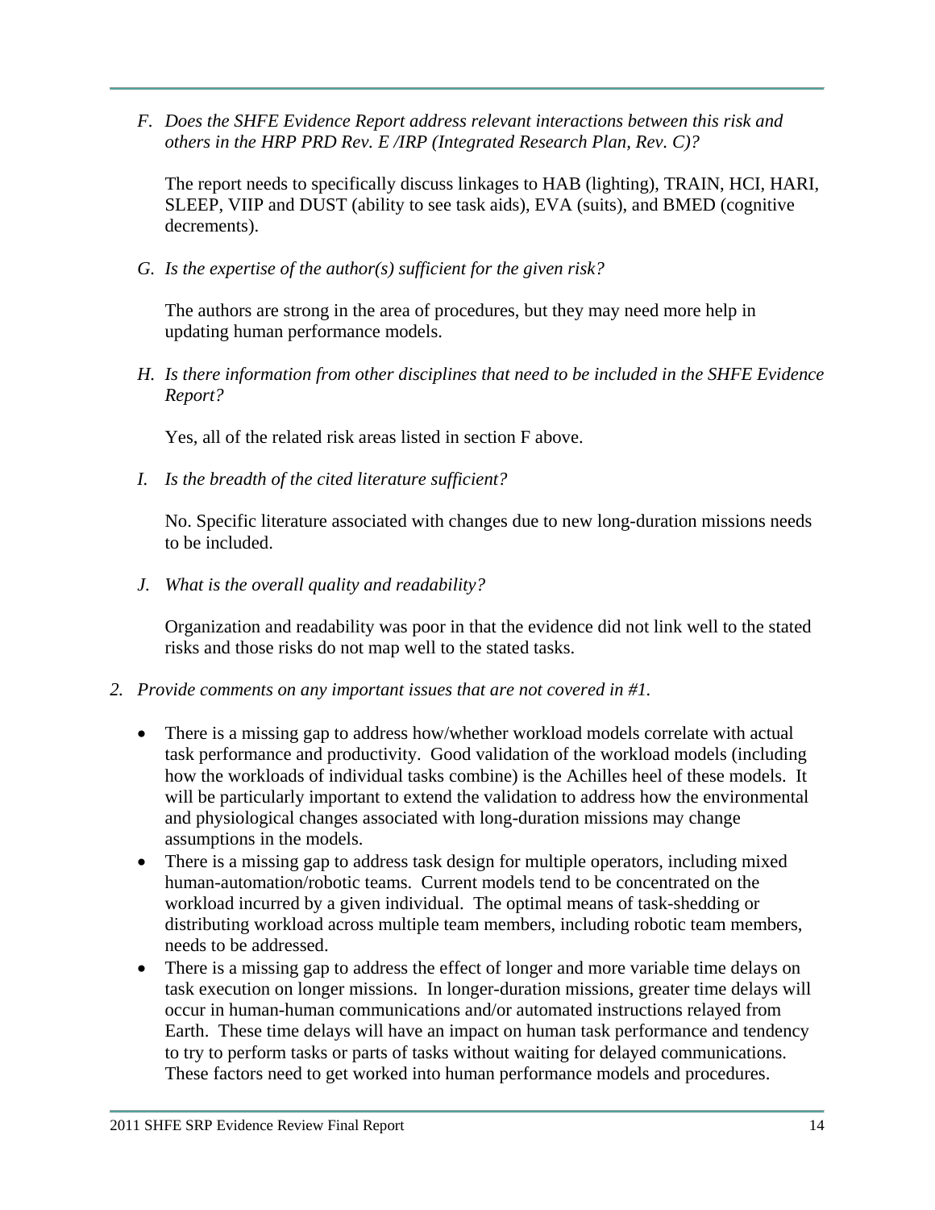F. *Does the SHFE Evidence Report address relevant interactions between this risk and others in the HRP PRD Rev. E /IRP (Integrated Research Plan, Rev. C)?*

   The report needs to specifically discuss linkages to HAB (lighting), TRAIN, HCI, HARI, SLEEP, VIIP and DUST (ability to see task aids), EVA (suits), and BMED (cognitive decrements).

G. *Is the expertise of the author(s) sufficient for the given risk?*

   The authors are strong in the area of procedures, but they may need more help in updating human performance models.

H. *Is there information from other disciplines that need to be included in the SHFE Evidence Report?*

   Yes, all of the related risk areas listed in section F above.

I. *Is the breadth of the cited literature sufficient?*

   No. Specific literature associated with changes due to new long-duration missions needs to be included.

J. *What is the overall quality and readability?*

   Organization and readability was poor in that the evidence did not link well to the stated risks and those risks do not map well to the stated tasks.

2. *Provide comments on any important issues that are not covered in #1.*

   - There is a missing gap to address how/whether workload models correlate with actual task performance and productivity. Good validation of the workload models (including how the workloads of individual tasks combine) is the Achilles heel of these models. It will be particularly important to extend the validation to address how the environmental and physiological changes associated with long-duration missions may change assumptions in the models.
   - There is a missing gap to address task design for multiple operators, including mixed human-automation/robotic teams. Current models tend to be concentrated on the workload incurred by a given individual. The optimal means of task-shedding or distributing workload across multiple team members, including robotic team members, needs to be addressed.
   - There is a missing gap to address the effect of longer and more variable time delays on task execution on longer missions. In longer-duration missions, greater time delays will occur in human-human communications and/or automated instructions relayed from Earth. These time delays will have an impact on human task performance and tendency to try to perform tasks or parts of tasks without waiting for delayed communications. These factors need to get worked into human performance models and procedures.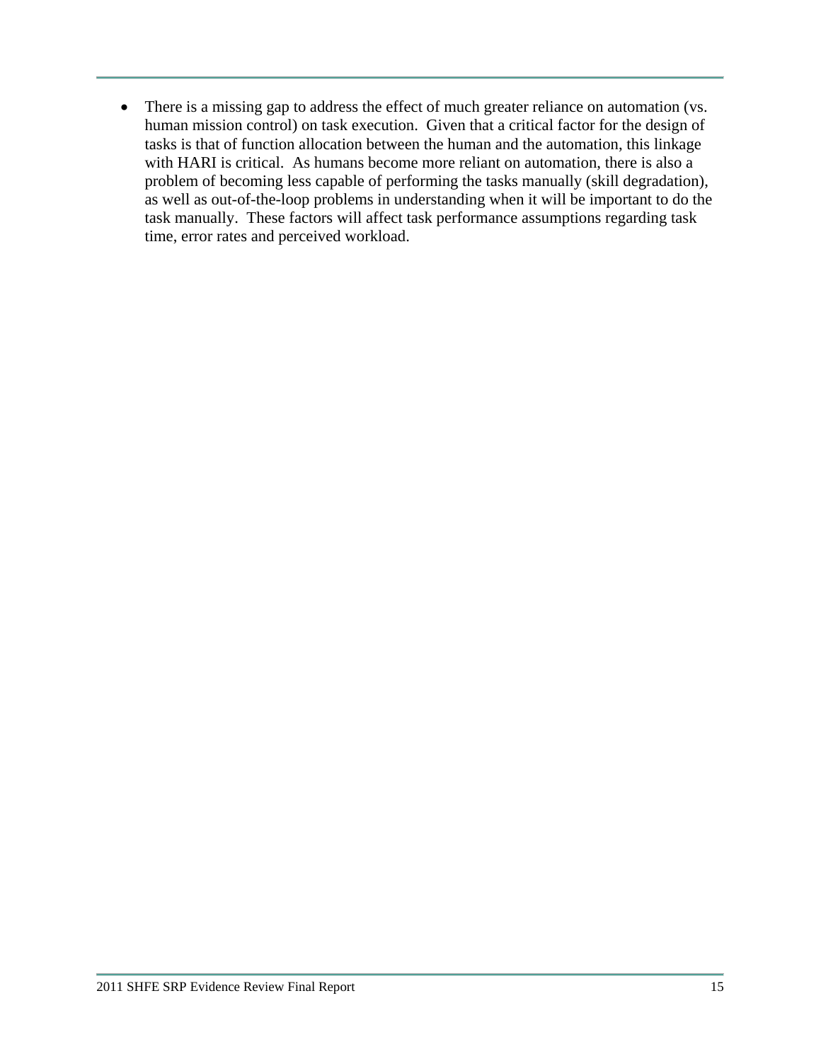- There is a missing gap to address the effect of much greater reliance on automation (vs. human mission control) on task execution. Given that a critical factor for the design of tasks is that of function allocation between the human and the automation, this linkage with HARI is critical. As humans become more reliant on automation, there is also a problem of becoming less capable of performing the tasks manually (skill degradation), as well as out-of-the-loop problems in understanding when it will be important to do the task manually. These factors will affect task performance assumptions regarding task time, error rates and perceived workload.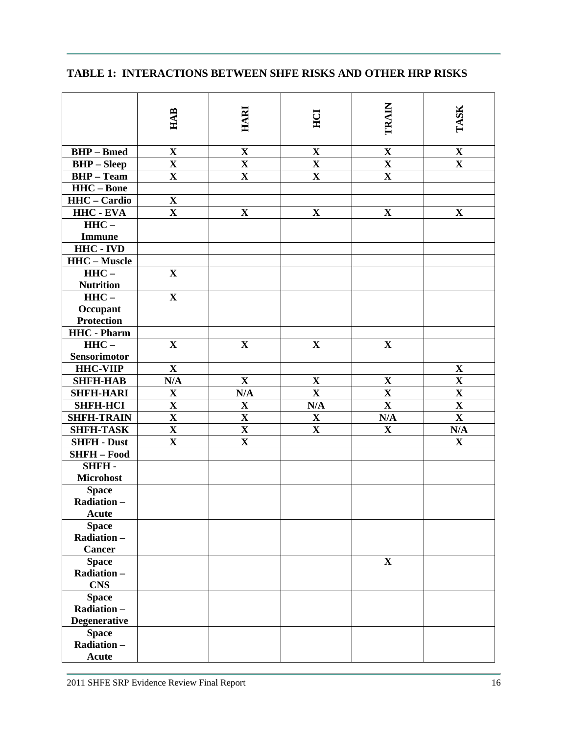## TABLE 1: INTERACTIONS BETWEEN SHFE RISKS AND OTHER HRP RISKS

| | HAB | HARI | HCI | TRAIN | TASK |
|---|---|---|---|---|---|
| **BHP – Bmed** | **X** | **X** | **X** | **X** | **X** |
| **BHP – Sleep** | **X** | **X** | **X** | **X** | **X** |
| **BHP – Team** | **X** | **X** | **X** | **X** | |
| **HHC – Bone** | | | | | |
| **HHC – Cardio** | **X** | | | | |
| **HHC - EVA** | **X** | **X** | **X** | **X** | **X** |
| **HHC – Immune** | | | | | |
| **HHC - IVD** | | | | | |
| **HHC – Muscle** | | | | | |
| **HHC – Nutrition** | **X** | | | | |
| **HHC – Occupant Protection** | **X** | | | | |
| **HHC - Pharm** | | | | | |
| **HHC – Sensorimotor** | **X** | **X** | **X** | **X** | |
| **HHC-VIIP** | **X** | | | | **X** |
| **SHFH-HAB** | **N/A** | **X** | **X** | **X** | **X** |
| **SHFH-HARI** | **X** | **N/A** | **X** | **X** | **X** |
| **SHFH-HCI** | **X** | **X** | **N/A** | **X** | **X** |
| **SHFH-TRAIN** | **X** | **X** | **X** | **N/A** | **X** |
| **SHFH-TASK** | **X** | **X** | **X** | **X** | **N/A** |
| **SHFH - Dust** | **X** | **X** | | | **X** |
| **SHFH – Food** | | | | | |
| **SHFH - Microhost** | | | | | |
| **Space Radiation – Acute** | | | | | |
| **Space Radiation – Cancer** | | | | | |
| **Space Radiation – CNS** | | | | **X** | |
| **Space Radiation – Degenerative** | | | | | |
| **Space Radiation – Acute** | | | | | |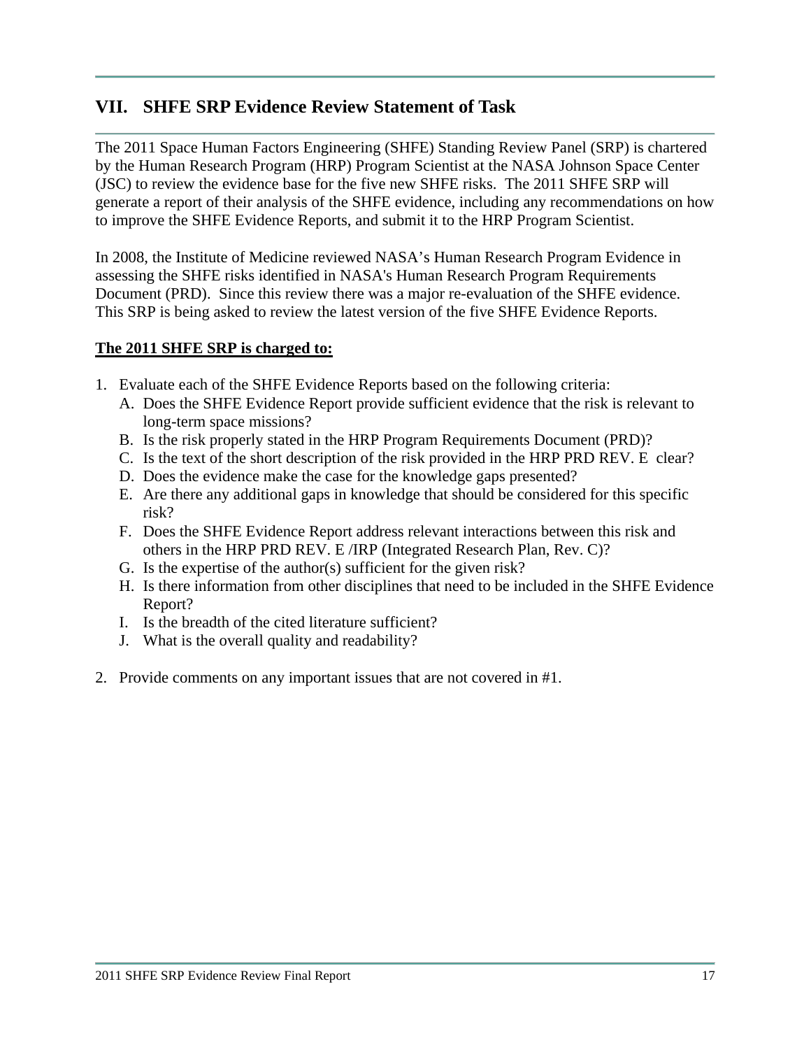## VII. SHFE SRP Evidence Review Statement of Task

The 2011 Space Human Factors Engineering (SHFE) Standing Review Panel (SRP) is chartered by the Human Research Program (HRP) Program Scientist at the NASA Johnson Space Center (JSC) to review the evidence base for the five new SHFE risks. The 2011 SHFE SRP will generate a report of their analysis of the SHFE evidence, including any recommendations on how to improve the SHFE Evidence Reports, and submit it to the HRP Program Scientist.

In 2008, the Institute of Medicine reviewed NASA's Human Research Program Evidence in assessing the SHFE risks identified in NASA's Human Research Program Requirements Document (PRD). Since this review there was a major re-evaluation of the SHFE evidence. This SRP is being asked to review the latest version of the five SHFE Evidence Reports.

**The 2011 SHFE SRP is charged to:**

1. Evaluate each of the SHFE Evidence Reports based on the following criteria:
   A. Does the SHFE Evidence Report provide sufficient evidence that the risk is relevant to long-term space missions?
   B. Is the risk properly stated in the HRP Program Requirements Document (PRD)?
   C. Is the text of the short description of the risk provided in the HRP PRD REV. E clear?
   D. Does the evidence make the case for the knowledge gaps presented?
   E. Are there any additional gaps in knowledge that should be considered for this specific risk?
   F. Does the SHFE Evidence Report address relevant interactions between this risk and others in the HRP PRD REV. E /IRP (Integrated Research Plan, Rev. C)?
   G. Is the expertise of the author(s) sufficient for the given risk?
   H. Is there information from other disciplines that need to be included in the SHFE Evidence Report?
   I. Is the breadth of the cited literature sufficient?
   J. What is the overall quality and readability?

2. Provide comments on any important issues that are not covered in #1.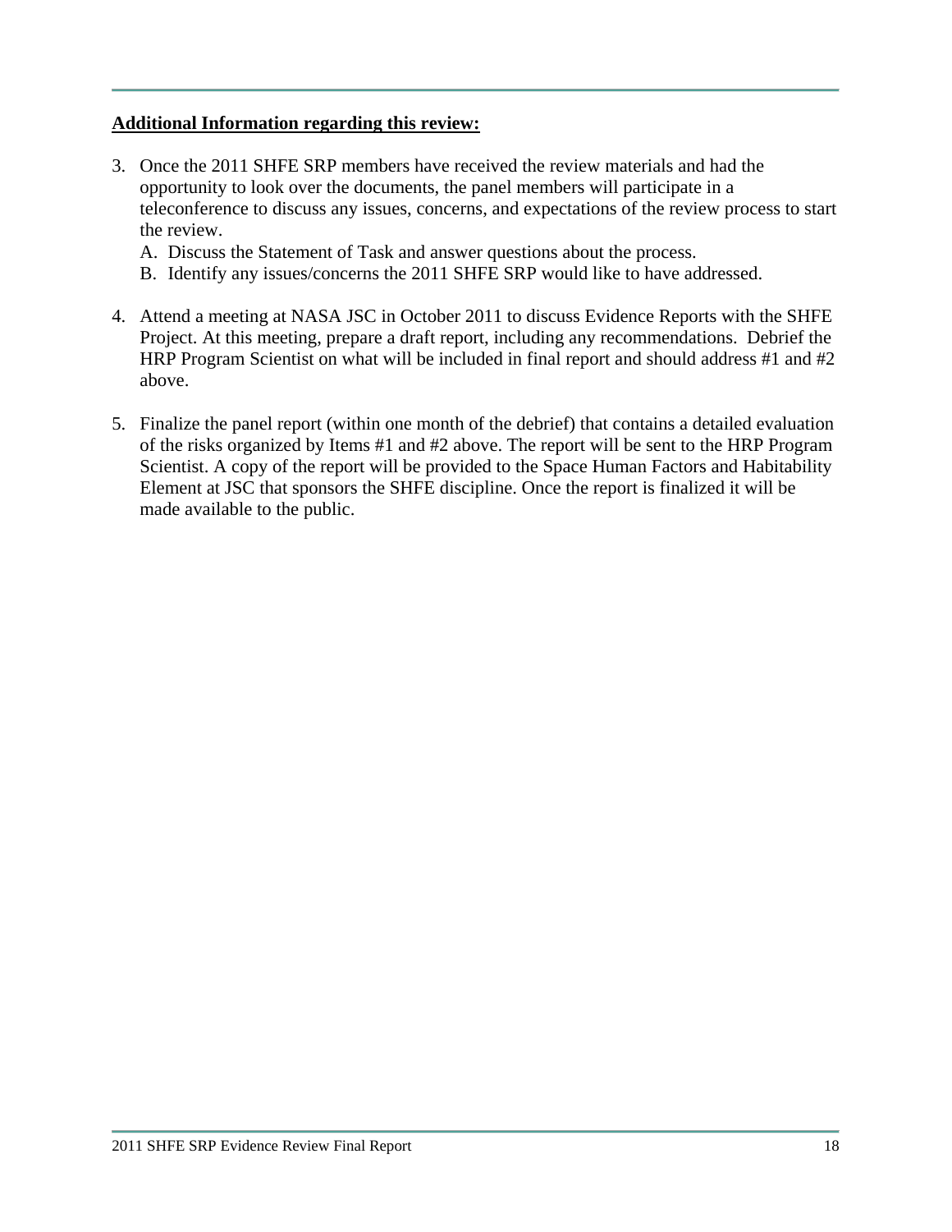**Additional Information regarding this review:**

3. Once the 2011 SHFE SRP members have received the review materials and had the opportunity to look over the documents, the panel members will participate in a teleconference to discuss any issues, concerns, and expectations of the review process to start the review.
   A. Discuss the Statement of Task and answer questions about the process.
   B. Identify any issues/concerns the 2011 SHFE SRP would like to have addressed.

4. Attend a meeting at NASA JSC in October 2011 to discuss Evidence Reports with the SHFE Project. At this meeting, prepare a draft report, including any recommendations. Debrief the HRP Program Scientist on what will be included in final report and should address #1 and #2 above.

5. Finalize the panel report (within one month of the debrief) that contains a detailed evaluation of the risks organized by Items #1 and #2 above. The report will be sent to the HRP Program Scientist. A copy of the report will be provided to the Space Human Factors and Habitability Element at JSC that sponsors the SHFE discipline. Once the report is finalized it will be made available to the public.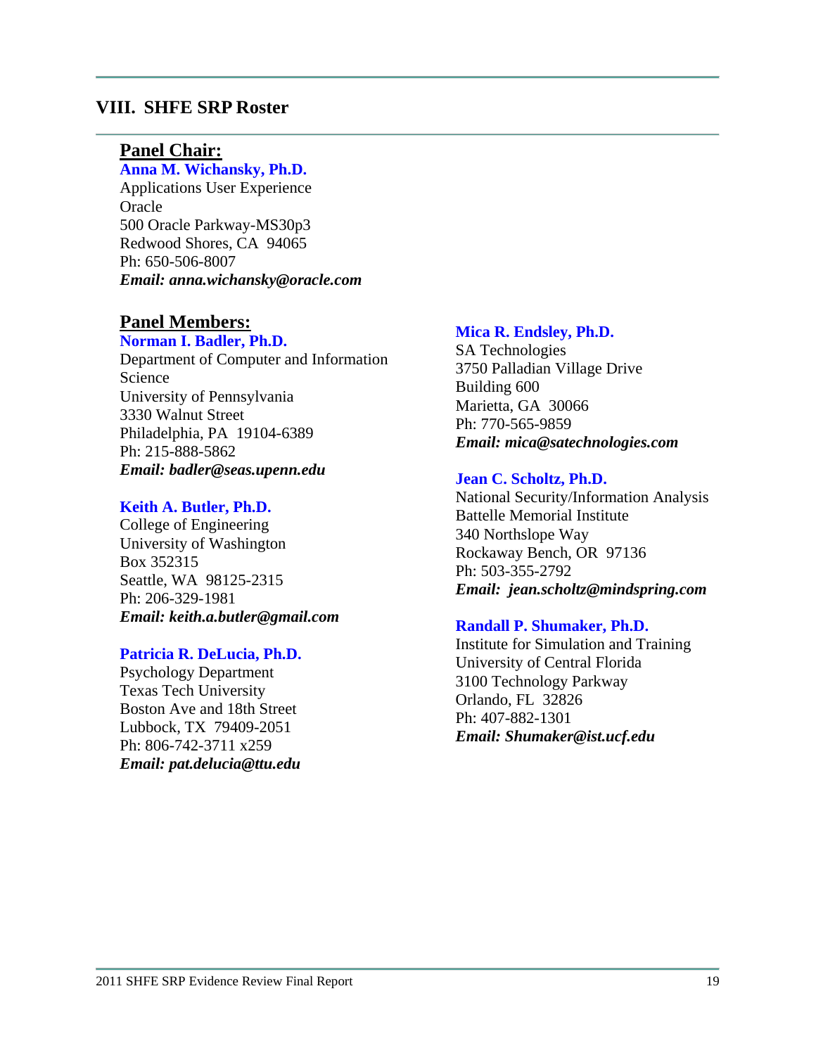## VIII. SHFE SRP Roster

### Panel Chair:

**Anna M. Wichansky, Ph.D.**
Applications User Experience
Oracle
500 Oracle Parkway-MS30p3
Redwood Shores, CA 94065
Ph: 650-506-8007
***Email: anna.wichansky@oracle.com***

### Panel Members:

**Norman I. Badler, Ph.D.**
Department of Computer and Information Science
University of Pennsylvania
3330 Walnut Street
Philadelphia, PA 19104-6389
Ph: 215-888-5862
***Email: badler@seas.upenn.edu***

**Keith A. Butler, Ph.D.**
College of Engineering
University of Washington
Box 352315
Seattle, WA 98125-2315
Ph: 206-329-1981
***Email: keith.a.butler@gmail.com***

**Patricia R. DeLucia, Ph.D.**
Psychology Department
Texas Tech University
Boston Ave and 18th Street
Lubbock, TX 79409-2051
Ph: 806-742-3711 x259
***Email: pat.delucia@ttu.edu***

**Mica R. Endsley, Ph.D.**
SA Technologies
3750 Palladian Village Drive
Building 600
Marietta, GA 30066
Ph: 770-565-9859
***Email: mica@satechnologies.com***

**Jean C. Scholtz, Ph.D.**
National Security/Information Analysis
Battelle Memorial Institute
340 Northslope Way
Rockaway Bench, OR 97136
Ph: 503-355-2792
***Email: jean.scholtz@mindspring.com***

**Randall P. Shumaker, Ph.D.**
Institute for Simulation and Training
University of Central Florida
3100 Technology Parkway
Orlando, FL 32826
Ph: 407-882-1301
***Email: Shumaker@ist.ucf.edu***